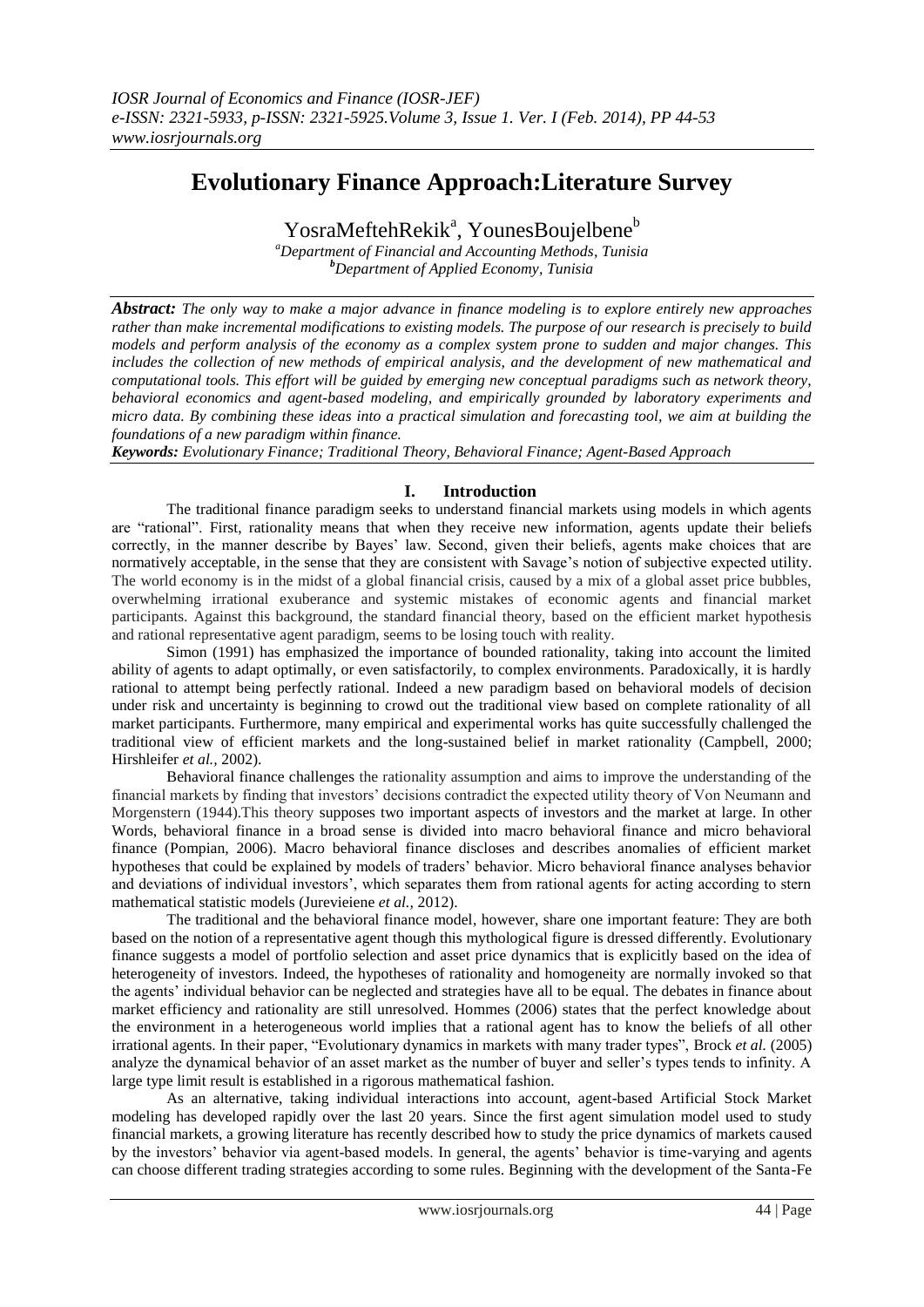# Evolutionary Finance Approach:Literature Survey

YosraMeftehRekik[a], YounesBoujelbene[b]

[a]*Department of Financial and Accounting Methods, Tunisia*
[b]*Department of Applied Economy, Tunisia*

***Abstract:*** *The only way to make a major advance in finance modeling is to explore entirely new approaches rather than make incremental modifications to existing models. The purpose of our research is precisely to build models and perform analysis of the economy as a complex system prone to sudden and major changes. This includes the collection of new methods of empirical analysis, and the development of new mathematical and computational tools. This effort will be guided by emerging new conceptual paradigms such as network theory, behavioral economics and agent-based modeling, and empirically grounded by laboratory experiments and micro data. By combining these ideas into a practical simulation and forecasting tool, we aim at building the foundations of a new paradigm within finance.*

***Keywords:*** *Evolutionary Finance; Traditional Theory, Behavioral Finance; Agent-Based Approach*

## I. Introduction

The traditional finance paradigm seeks to understand financial markets using models in which agents are "rational". First, rationality means that when they receive new information, agents update their beliefs correctly, in the manner describe by Bayes' law. Second, given their beliefs, agents make choices that are normatively acceptable, in the sense that they are consistent with Savage's notion of subjective expected utility. The world economy is in the midst of a global financial crisis, caused by a mix of a global asset price bubbles, overwhelming irrational exuberance and systemic mistakes of economic agents and financial market participants. Against this background, the standard financial theory, based on the efficient market hypothesis and rational representative agent paradigm, seems to be losing touch with reality.

Simon (1991) has emphasized the importance of bounded rationality, taking into account the limited ability of agents to adapt optimally, or even satisfactorily, to complex environments. Paradoxically, it is hardly rational to attempt being perfectly rational. Indeed a new paradigm based on behavioral models of decision under risk and uncertainty is beginning to crowd out the traditional view based on complete rationality of all market participants. Furthermore, many empirical and experimental works has quite successfully challenged the traditional view of efficient markets and the long-sustained belief in market rationality (Campbell, 2000; Hirshleifer *et al.,* 2002).

Behavioral finance challenges the rationality assumption and aims to improve the understanding of the financial markets by finding that investors' decisions contradict the expected utility theory of Von Neumann and Morgenstern (1944).This theory supposes two important aspects of investors and the market at large. In other Words, behavioral finance in a broad sense is divided into macro behavioral finance and micro behavioral finance (Pompian, 2006). Macro behavioral finance discloses and describes anomalies of efficient market hypotheses that could be explained by models of traders' behavior. Micro behavioral finance analyses behavior and deviations of individual investors', which separates them from rational agents for acting according to stern mathematical statistic models (Jurevieiene *et al.,* 2012).

The traditional and the behavioral finance model, however, share one important feature: They are both based on the notion of a representative agent though this mythological figure is dressed differently. Evolutionary finance suggests a model of portfolio selection and asset price dynamics that is explicitly based on the idea of heterogeneity of investors. Indeed, the hypotheses of rationality and homogeneity are normally invoked so that the agents' individual behavior can be neglected and strategies have all to be equal. The debates in finance about market efficiency and rationality are still unresolved. Hommes (2006) states that the perfect knowledge about the environment in a heterogeneous world implies that a rational agent has to know the beliefs of all other irrational agents. In their paper, "Evolutionary dynamics in markets with many trader types", Brock *et al.* (2005) analyze the dynamical behavior of an asset market as the number of buyer and seller's types tends to infinity. A large type limit result is established in a rigorous mathematical fashion.

As an alternative, taking individual interactions into account, agent-based Artificial Stock Market modeling has developed rapidly over the last 20 years. Since the first agent simulation model used to study financial markets, a growing literature has recently described how to study the price dynamics of markets caused by the investors' behavior via agent-based models. In general, the agents' behavior is time-varying and agents can choose different trading strategies according to some rules. Beginning with the development of the Santa-Fe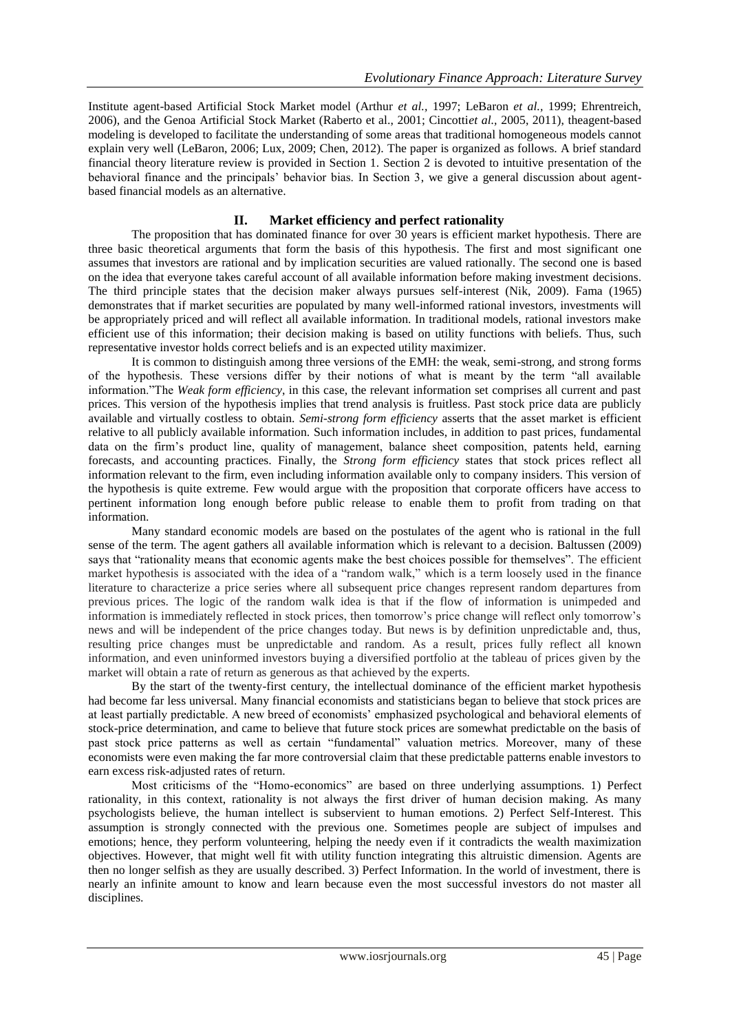Institute agent-based Artificial Stock Market model (Arthur *et al.*, 1997; LeBaron *et al.*, 1999; Ehrentreich, 2006), and the Genoa Artificial Stock Market (Raberto et al., 2001; Cincotti*et al.*, 2005, 2011), theagent-based modeling is developed to facilitate the understanding of some areas that traditional homogeneous models cannot explain very well (LeBaron, 2006; Lux, 2009; Chen, 2012). The paper is organized as follows. A brief standard financial theory literature review is provided in Section 1. Section 2 is devoted to intuitive presentation of the behavioral finance and the principals' behavior bias. In Section 3, we give a general discussion about agent-based financial models as an alternative.

## II. Market efficiency and perfect rationality

The proposition that has dominated finance for over 30 years is efficient market hypothesis. There are three basic theoretical arguments that form the basis of this hypothesis. The first and most significant one assumes that investors are rational and by implication securities are valued rationally. The second one is based on the idea that everyone takes careful account of all available information before making investment decisions. The third principle states that the decision maker always pursues self-interest (Nik, 2009). Fama (1965) demonstrates that if market securities are populated by many well-informed rational investors, investments will be appropriately priced and will reflect all available information. In traditional models, rational investors make efficient use of this information; their decision making is based on utility functions with beliefs. Thus, such representative investor holds correct beliefs and is an expected utility maximizer.

It is common to distinguish among three versions of the EMH: the weak, semi-strong, and strong forms of the hypothesis. These versions differ by their notions of what is meant by the term "all available information."The *Weak form efficiency*, in this case, the relevant information set comprises all current and past prices. This version of the hypothesis implies that trend analysis is fruitless. Past stock price data are publicly available and virtually costless to obtain. *Semi-strong form efficiency* asserts that the asset market is efficient relative to all publicly available information. Such information includes, in addition to past prices, fundamental data on the firm's product line, quality of management, balance sheet composition, patents held, earning forecasts, and accounting practices. Finally, the *Strong form efficiency* states that stock prices reflect all information relevant to the firm, even including information available only to company insiders. This version of the hypothesis is quite extreme. Few would argue with the proposition that corporate officers have access to pertinent information long enough before public release to enable them to profit from trading on that information.

Many standard economic models are based on the postulates of the agent who is rational in the full sense of the term. The agent gathers all available information which is relevant to a decision. Baltussen (2009) says that "rationality means that economic agents make the best choices possible for themselves". The efficient market hypothesis is associated with the idea of a "random walk," which is a term loosely used in the finance literature to characterize a price series where all subsequent price changes represent random departures from previous prices. The logic of the random walk idea is that if the flow of information is unimpeded and information is immediately reflected in stock prices, then tomorrow's price change will reflect only tomorrow's news and will be independent of the price changes today. But news is by definition unpredictable and, thus, resulting price changes must be unpredictable and random. As a result, prices fully reflect all known information, and even uninformed investors buying a diversified portfolio at the tableau of prices given by the market will obtain a rate of return as generous as that achieved by the experts.

By the start of the twenty-first century, the intellectual dominance of the efficient market hypothesis had become far less universal. Many financial economists and statisticians began to believe that stock prices are at least partially predictable. A new breed of economists' emphasized psychological and behavioral elements of stock-price determination, and came to believe that future stock prices are somewhat predictable on the basis of past stock price patterns as well as certain "fundamental" valuation metrics. Moreover, many of these economists were even making the far more controversial claim that these predictable patterns enable investors to earn excess risk-adjusted rates of return.

Most criticisms of the "Homo-economics" are based on three underlying assumptions. 1) Perfect rationality, in this context, rationality is not always the first driver of human decision making. As many psychologists believe, the human intellect is subservient to human emotions. 2) Perfect Self-Interest. This assumption is strongly connected with the previous one. Sometimes people are subject of impulses and emotions; hence, they perform volunteering, helping the needy even if it contradicts the wealth maximization objectives. However, that might well fit with utility function integrating this altruistic dimension. Agents are then no longer selfish as they are usually described. 3) Perfect Information. In the world of investment, there is nearly an infinite amount to know and learn because even the most successful investors do not master all disciplines.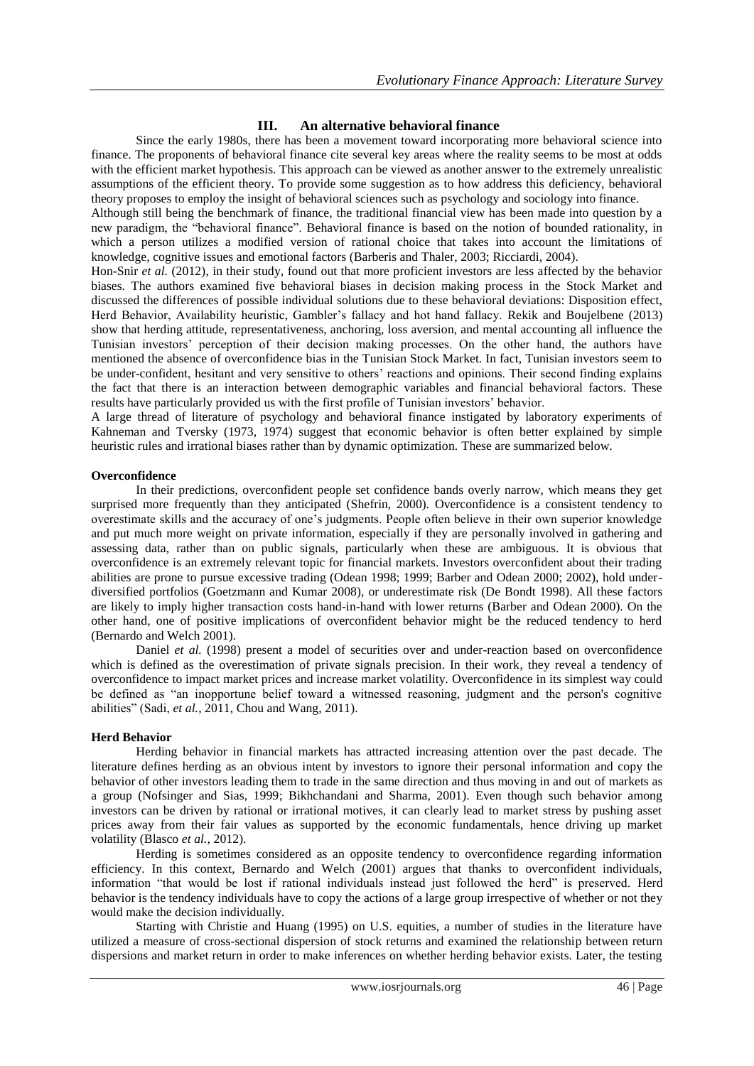## III. An alternative behavioral finance

Since the early 1980s, there has been a movement toward incorporating more behavioral science into finance. The proponents of behavioral finance cite several key areas where the reality seems to be most at odds with the efficient market hypothesis. This approach can be viewed as another answer to the extremely unrealistic assumptions of the efficient theory. To provide some suggestion as to how address this deficiency, behavioral theory proposes to employ the insight of behavioral sciences such as psychology and sociology into finance.

Although still being the benchmark of finance, the traditional financial view has been made into question by a new paradigm, the "behavioral finance". Behavioral finance is based on the notion of bounded rationality, in which a person utilizes a modified version of rational choice that takes into account the limitations of knowledge, cognitive issues and emotional factors (Barberis and Thaler, 2003; Ricciardi, 2004).

Hon-Snir *et al.* (2012), in their study, found out that more proficient investors are less affected by the behavior biases. The authors examined five behavioral biases in decision making process in the Stock Market and discussed the differences of possible individual solutions due to these behavioral deviations: Disposition effect, Herd Behavior, Availability heuristic, Gambler's fallacy and hot hand fallacy. Rekik and Boujelbene (2013) show that herding attitude, representativeness, anchoring, loss aversion, and mental accounting all influence the Tunisian investors' perception of their decision making processes. On the other hand, the authors have mentioned the absence of overconfidence bias in the Tunisian Stock Market. In fact, Tunisian investors seem to be under-confident, hesitant and very sensitive to others' reactions and opinions. Their second finding explains the fact that there is an interaction between demographic variables and financial behavioral factors. These results have particularly provided us with the first profile of Tunisian investors' behavior.

A large thread of literature of psychology and behavioral finance instigated by laboratory experiments of Kahneman and Tversky (1973, 1974) suggest that economic behavior is often better explained by simple heuristic rules and irrational biases rather than by dynamic optimization. These are summarized below.

### Overconfidence

In their predictions, overconfident people set confidence bands overly narrow, which means they get surprised more frequently than they anticipated (Shefrin, 2000). Overconfidence is a consistent tendency to overestimate skills and the accuracy of one's judgments. People often believe in their own superior knowledge and put much more weight on private information, especially if they are personally involved in gathering and assessing data, rather than on public signals, particularly when these are ambiguous. It is obvious that overconfidence is an extremely relevant topic for financial markets. Investors overconfident about their trading abilities are prone to pursue excessive trading (Odean 1998; 1999; Barber and Odean 2000; 2002), hold under-diversified portfolios (Goetzmann and Kumar 2008), or underestimate risk (De Bondt 1998). All these factors are likely to imply higher transaction costs hand-in-hand with lower returns (Barber and Odean 2000). On the other hand, one of positive implications of overconfident behavior might be the reduced tendency to herd (Bernardo and Welch 2001).

Daniel *et al.* (1998) present a model of securities over and under-reaction based on overconfidence which is defined as the overestimation of private signals precision. In their work, they reveal a tendency of overconfidence to impact market prices and increase market volatility. Overconfidence in its simplest way could be defined as "an inopportune belief toward a witnessed reasoning, judgment and the person's cognitive abilities" (Sadi, *et al.*, 2011, Chou and Wang, 2011).

### Herd Behavior

Herding behavior in financial markets has attracted increasing attention over the past decade. The literature defines herding as an obvious intent by investors to ignore their personal information and copy the behavior of other investors leading them to trade in the same direction and thus moving in and out of markets as a group (Nofsinger and Sias, 1999; Bikhchandani and Sharma, 2001). Even though such behavior among investors can be driven by rational or irrational motives, it can clearly lead to market stress by pushing asset prices away from their fair values as supported by the economic fundamentals, hence driving up market volatility (Blasco *et al.*, 2012).

Herding is sometimes considered as an opposite tendency to overconfidence regarding information efficiency. In this context, Bernardo and Welch (2001) argues that thanks to overconfident individuals, information "that would be lost if rational individuals instead just followed the herd" is preserved. Herd behavior is the tendency individuals have to copy the actions of a large group irrespective of whether or not they would make the decision individually.

Starting with Christie and Huang (1995) on U.S. equities, a number of studies in the literature have utilized a measure of cross-sectional dispersion of stock returns and examined the relationship between return dispersions and market return in order to make inferences on whether herding behavior exists. Later, the testing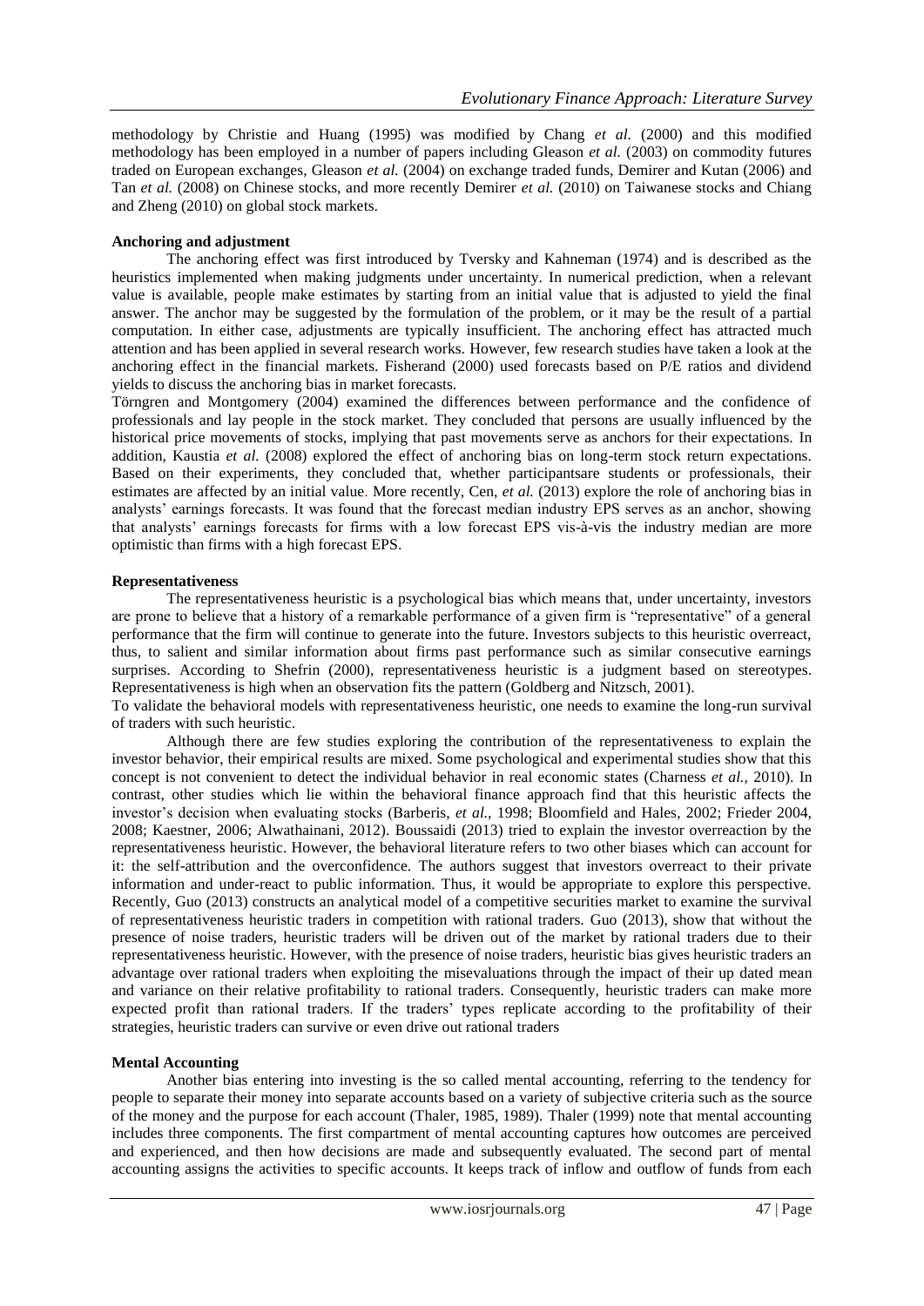methodology by Christie and Huang (1995) was modified by Chang *et al.* (2000) and this modified methodology has been employed in a number of papers including Gleason *et al.* (2003) on commodity futures traded on European exchanges, Gleason *et al.* (2004) on exchange traded funds, Demirer and Kutan (2006) and Tan *et al.* (2008) on Chinese stocks, and more recently Demirer *et al.* (2010) on Taiwanese stocks and Chiang and Zheng (2010) on global stock markets.

**Anchoring and adjustment**

The anchoring effect was first introduced by Tversky and Kahneman (1974) and is described as the heuristics implemented when making judgments under uncertainty. In numerical prediction, when a relevant value is available, people make estimates by starting from an initial value that is adjusted to yield the final answer. The anchor may be suggested by the formulation of the problem, or it may be the result of a partial computation. In either case, adjustments are typically insufficient. The anchoring effect has attracted much attention and has been applied in several research works. However, few research studies have taken a look at the anchoring effect in the financial markets. Fisherand (2000) used forecasts based on P/E ratios and dividend yields to discuss the anchoring bias in market forecasts.

Törngren and Montgomery (2004) examined the differences between performance and the confidence of professionals and lay people in the stock market. They concluded that persons are usually influenced by the historical price movements of stocks, implying that past movements serve as anchors for their expectations. In addition, Kaustia *et al.* (2008) explored the effect of anchoring bias on long-term stock return expectations. Based on their experiments, they concluded that, whether participantsare students or professionals, their estimates are affected by an initial value. More recently, Cen, *et al.* (2013) explore the role of anchoring bias in analysts' earnings forecasts. It was found that the forecast median industry EPS serves as an anchor, showing that analysts' earnings forecasts for firms with a low forecast EPS vis-à-vis the industry median are more optimistic than firms with a high forecast EPS.

**Representativeness**

The representativeness heuristic is a psychological bias which means that, under uncertainty, investors are prone to believe that a history of a remarkable performance of a given firm is "representative" of a general performance that the firm will continue to generate into the future. Investors subjects to this heuristic overreact, thus, to salient and similar information about firms past performance such as similar consecutive earnings surprises. According to Shefrin (2000), representativeness heuristic is a judgment based on stereotypes. Representativeness is high when an observation fits the pattern (Goldberg and Nitzsch, 2001).

To validate the behavioral models with representativeness heuristic, one needs to examine the long-run survival of traders with such heuristic.

Although there are few studies exploring the contribution of the representativeness to explain the investor behavior, their empirical results are mixed. Some psychological and experimental studies show that this concept is not convenient to detect the individual behavior in real economic states (Charness *et al.*, 2010). In contrast, other studies which lie within the behavioral finance approach find that this heuristic affects the investor's decision when evaluating stocks (Barberis, *et al.*, 1998; Bloomfield and Hales, 2002; Frieder 2004, 2008; Kaestner, 2006; Alwathainani, 2012). Boussaidi (2013) tried to explain the investor overreaction by the representativeness heuristic. However, the behavioral literature refers to two other biases which can account for it: the self-attribution and the overconfidence. The authors suggest that investors overreact to their private information and under-react to public information. Thus, it would be appropriate to explore this perspective. Recently, Guo (2013) constructs an analytical model of a competitive securities market to examine the survival of representativeness heuristic traders in competition with rational traders. Guo (2013), show that without the presence of noise traders, heuristic traders will be driven out of the market by rational traders due to their representativeness heuristic. However, with the presence of noise traders, heuristic bias gives heuristic traders an advantage over rational traders when exploiting the misevaluations through the impact of their up dated mean and variance on their relative profitability to rational traders. Consequently, heuristic traders can make more expected profit than rational traders. If the traders' types replicate according to the profitability of their strategies, heuristic traders can survive or even drive out rational traders

**Mental Accounting**

Another bias entering into investing is the so called mental accounting, referring to the tendency for people to separate their money into separate accounts based on a variety of subjective criteria such as the source of the money and the purpose for each account (Thaler, 1985, 1989). Thaler (1999) note that mental accounting includes three components. The first compartment of mental accounting captures how outcomes are perceived and experienced, and then how decisions are made and subsequently evaluated. The second part of mental accounting assigns the activities to specific accounts. It keeps track of inflow and outflow of funds from each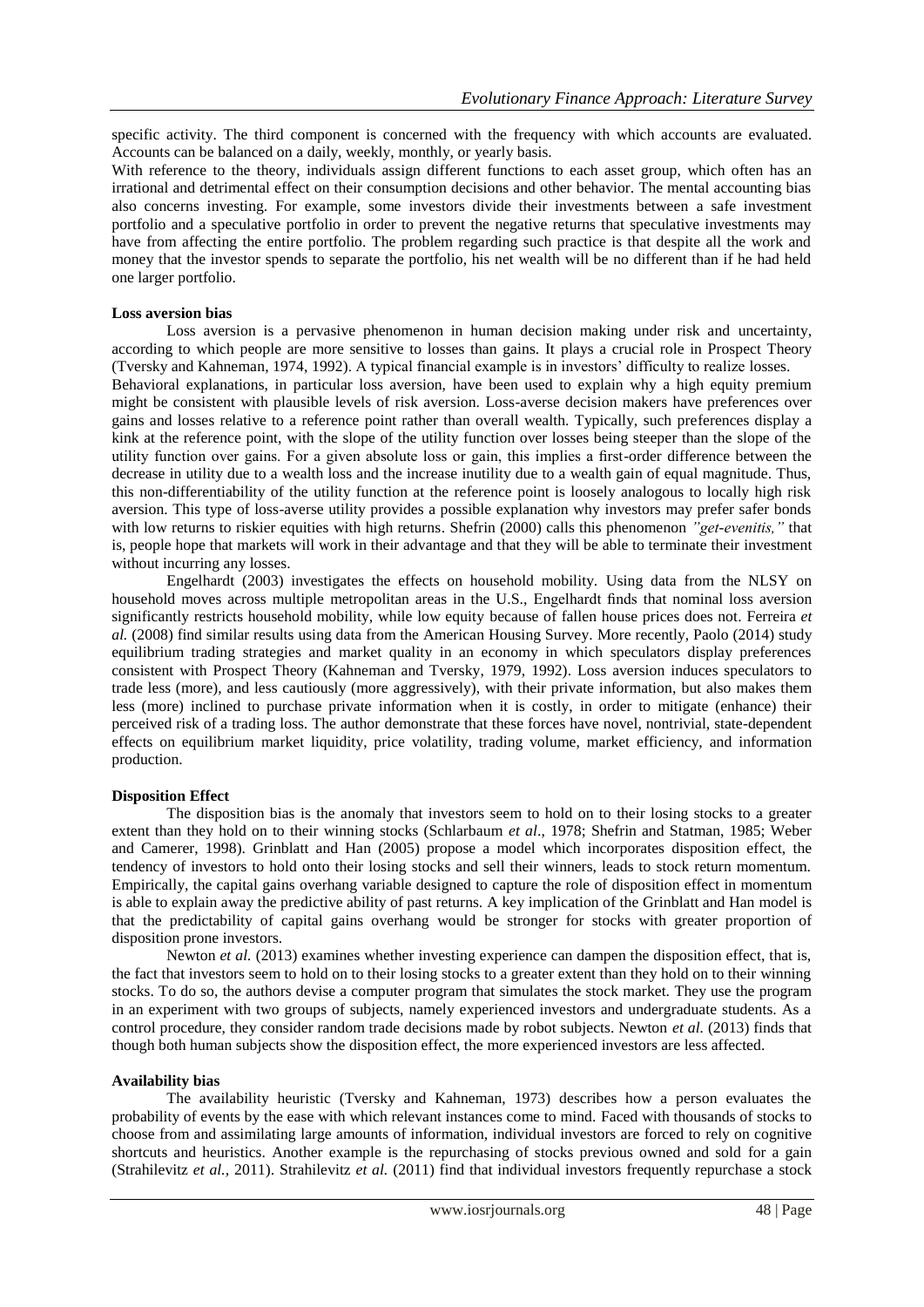specific activity. The third component is concerned with the frequency with which accounts are evaluated. Accounts can be balanced on a daily, weekly, monthly, or yearly basis.

With reference to the theory, individuals assign different functions to each asset group, which often has an irrational and detrimental effect on their consumption decisions and other behavior. The mental accounting bias also concerns investing. For example, some investors divide their investments between a safe investment portfolio and a speculative portfolio in order to prevent the negative returns that speculative investments may have from affecting the entire portfolio. The problem regarding such practice is that despite all the work and money that the investor spends to separate the portfolio, his net wealth will be no different than if he had held one larger portfolio.

**Loss aversion bias**

Loss aversion is a pervasive phenomenon in human decision making under risk and uncertainty, according to which people are more sensitive to losses than gains. It plays a crucial role in Prospect Theory (Tversky and Kahneman, 1974, 1992). A typical financial example is in investors' difficulty to realize losses.

Behavioral explanations, in particular loss aversion, have been used to explain why a high equity premium might be consistent with plausible levels of risk aversion. Loss-averse decision makers have preferences over gains and losses relative to a reference point rather than overall wealth. Typically, such preferences display a kink at the reference point, with the slope of the utility function over losses being steeper than the slope of the utility function over gains. For a given absolute loss or gain, this implies a first-order difference between the decrease in utility due to a wealth loss and the increase inutility due to a wealth gain of equal magnitude. Thus, this non-differentiability of the utility function at the reference point is loosely analogous to locally high risk aversion. This type of loss-averse utility provides a possible explanation why investors may prefer safer bonds with low returns to riskier equities with high returns. Shefrin (2000) calls this phenomenon *"get-evenitis,"* that is, people hope that markets will work in their advantage and that they will be able to terminate their investment without incurring any losses.

Engelhardt (2003) investigates the effects on household mobility. Using data from the NLSY on household moves across multiple metropolitan areas in the U.S., Engelhardt finds that nominal loss aversion significantly restricts household mobility, while low equity because of fallen house prices does not. Ferreira *et al.* (2008) find similar results using data from the American Housing Survey. More recently, Paolo (2014) study equilibrium trading strategies and market quality in an economy in which speculators display preferences consistent with Prospect Theory (Kahneman and Tversky, 1979, 1992). Loss aversion induces speculators to trade less (more), and less cautiously (more aggressively), with their private information, but also makes them less (more) inclined to purchase private information when it is costly, in order to mitigate (enhance) their perceived risk of a trading loss. The author demonstrate that these forces have novel, nontrivial, state-dependent effects on equilibrium market liquidity, price volatility, trading volume, market efficiency, and information production.

**Disposition Effect**

The disposition bias is the anomaly that investors seem to hold on to their losing stocks to a greater extent than they hold on to their winning stocks (Schlarbaum *et al*., 1978; Shefrin and Statman, 1985; Weber and Camerer, 1998). Grinblatt and Han (2005) propose a model which incorporates disposition effect, the tendency of investors to hold onto their losing stocks and sell their winners, leads to stock return momentum. Empirically, the capital gains overhang variable designed to capture the role of disposition effect in momentum is able to explain away the predictive ability of past returns. A key implication of the Grinblatt and Han model is that the predictability of capital gains overhang would be stronger for stocks with greater proportion of disposition prone investors.

Newton *et al.* (2013) examines whether investing experience can dampen the disposition effect, that is, the fact that investors seem to hold on to their losing stocks to a greater extent than they hold on to their winning stocks. To do so, the authors devise a computer program that simulates the stock market. They use the program in an experiment with two groups of subjects, namely experienced investors and undergraduate students. As a control procedure, they consider random trade decisions made by robot subjects. Newton *et al.* (2013) finds that though both human subjects show the disposition effect, the more experienced investors are less affected.

**Availability bias**

The availability heuristic (Tversky and Kahneman, 1973) describes how a person evaluates the probability of events by the ease with which relevant instances come to mind. Faced with thousands of stocks to choose from and assimilating large amounts of information, individual investors are forced to rely on cognitive shortcuts and heuristics. Another example is the repurchasing of stocks previous owned and sold for a gain (Strahilevitz *et al.,* 2011). Strahilevitz *et al.* (2011) find that individual investors frequently repurchase a stock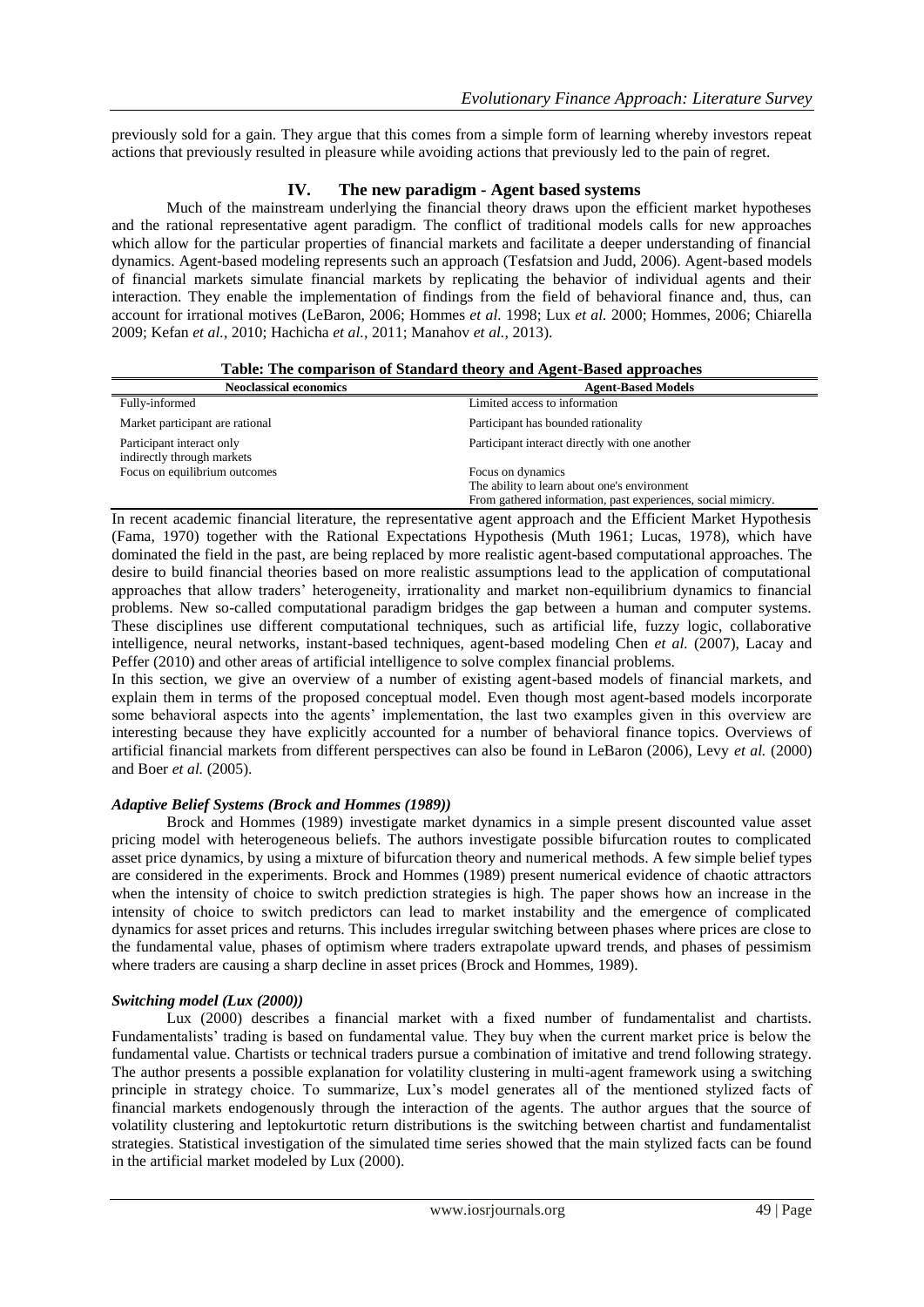previously sold for a gain. They argue that this comes from a simple form of learning whereby investors repeat actions that previously resulted in pleasure while avoiding actions that previously led to the pain of regret.

## IV. The new paradigm - Agent based systems

Much of the mainstream underlying the financial theory draws upon the efficient market hypotheses and the rational representative agent paradigm. The conflict of traditional models calls for new approaches which allow for the particular properties of financial markets and facilitate a deeper understanding of financial dynamics. Agent-based modeling represents such an approach (Tesfatsion and Judd, 2006). Agent-based models of financial markets simulate financial markets by replicating the behavior of individual agents and their interaction. They enable the implementation of findings from the field of behavioral finance and, thus, can account for irrational motives (LeBaron, 2006; Hommes *et al.* 1998; Lux *et al.* 2000; Hommes, 2006; Chiarella 2009; Kefan *et al.*, 2010; Hachicha *et al.*, 2011; Manahov *et al.*, 2013).

**Table: The comparison of Standard theory and Agent-Based approaches**

| Neoclassical economics | Agent-Based Models |
|---|---|
| Fully-informed | Limited access to information |
| Market participant are rational | Participant has bounded rationality |
| Participant interact only indirectly through markets | Participant interact directly with one another |
| Focus on equilibrium outcomes | Focus on dynamics<br>The ability to learn about one's environment<br>From gathered information, past experiences, social mimicry. |

In recent academic financial literature, the representative agent approach and the Efficient Market Hypothesis (Fama, 1970) together with the Rational Expectations Hypothesis (Muth 1961; Lucas, 1978), which have dominated the field in the past, are being replaced by more realistic agent-based computational approaches. The desire to build financial theories based on more realistic assumptions lead to the application of computational approaches that allow traders' heterogeneity, irrationality and market non-equilibrium dynamics to financial problems. New so-called computational paradigm bridges the gap between a human and computer systems. These disciplines use different computational techniques, such as artificial life, fuzzy logic, collaborative intelligence, neural networks, instant-based techniques, agent-based modeling Chen *et al.* (2007), Lacay and Peffer (2010) and other areas of artificial intelligence to solve complex financial problems.

In this section, we give an overview of a number of existing agent-based models of financial markets, and explain them in terms of the proposed conceptual model. Even though most agent-based models incorporate some behavioral aspects into the agents' implementation, the last two examples given in this overview are interesting because they have explicitly accounted for a number of behavioral finance topics. Overviews of artificial financial markets from different perspectives can also be found in LeBaron (2006), Levy *et al.* (2000) and Boer *et al.* (2005).

### *Adaptive Belief Systems (Brock and Hommes (1989))*

Brock and Hommes (1989) investigate market dynamics in a simple present discounted value asset pricing model with heterogeneous beliefs. The authors investigate possible bifurcation routes to complicated asset price dynamics, by using a mixture of bifurcation theory and numerical methods. A few simple belief types are considered in the experiments. Brock and Hommes (1989) present numerical evidence of chaotic attractors when the intensity of choice to switch prediction strategies is high. The paper shows how an increase in the intensity of choice to switch predictors can lead to market instability and the emergence of complicated dynamics for asset prices and returns. This includes irregular switching between phases where prices are close to the fundamental value, phases of optimism where traders extrapolate upward trends, and phases of pessimism where traders are causing a sharp decline in asset prices (Brock and Hommes, 1989).

### *Switching model (Lux (2000))*

Lux (2000) describes a financial market with a fixed number of fundamentalist and chartists. Fundamentalists' trading is based on fundamental value. They buy when the current market price is below the fundamental value. Chartists or technical traders pursue a combination of imitative and trend following strategy. The author presents a possible explanation for volatility clustering in multi-agent framework using a switching principle in strategy choice. To summarize, Lux's model generates all of the mentioned stylized facts of financial markets endogenously through the interaction of the agents. The author argues that the source of volatility clustering and leptokurtotic return distributions is the switching between chartist and fundamentalist strategies. Statistical investigation of the simulated time series showed that the main stylized facts can be found in the artificial market modeled by Lux (2000).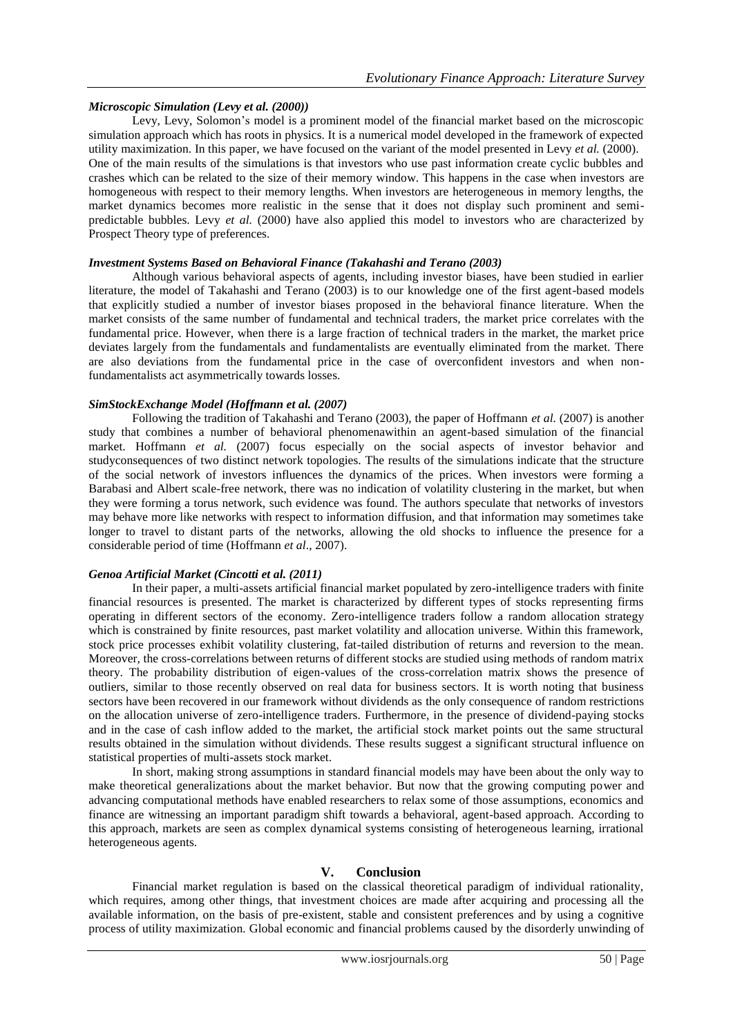#### *Microscopic Simulation (Levy et al. (2000))*

Levy, Levy, Solomon's model is a prominent model of the financial market based on the microscopic simulation approach which has roots in physics. It is a numerical model developed in the framework of expected utility maximization. In this paper, we have focused on the variant of the model presented in Levy *et al.* (2000). One of the main results of the simulations is that investors who use past information create cyclic bubbles and crashes which can be related to the size of their memory window. This happens in the case when investors are homogeneous with respect to their memory lengths. When investors are heterogeneous in memory lengths, the market dynamics becomes more realistic in the sense that it does not display such prominent and semi-predictable bubbles. Levy *et al.* (2000) have also applied this model to investors who are characterized by Prospect Theory type of preferences.

#### *Investment Systems Based on Behavioral Finance (Takahashi and Terano (2003)*

Although various behavioral aspects of agents, including investor biases, have been studied in earlier literature, the model of Takahashi and Terano (2003) is to our knowledge one of the first agent-based models that explicitly studied a number of investor biases proposed in the behavioral finance literature. When the market consists of the same number of fundamental and technical traders, the market price correlates with the fundamental price. However, when there is a large fraction of technical traders in the market, the market price deviates largely from the fundamentals and fundamentalists are eventually eliminated from the market. There are also deviations from the fundamental price in the case of overconfident investors and when non-fundamentalists act asymmetrically towards losses.

#### *SimStockExchange Model (Hoffmann et al. (2007)*

Following the tradition of Takahashi and Terano (2003), the paper of Hoffmann *et al.* (2007) is another study that combines a number of behavioral phenomenawithin an agent-based simulation of the financial market. Hoffmann *et al.* (2007) focus especially on the social aspects of investor behavior and studyconsequences of two distinct network topologies. The results of the simulations indicate that the structure of the social network of investors influences the dynamics of the prices. When investors were forming a Barabasi and Albert scale-free network, there was no indication of volatility clustering in the market, but when they were forming a torus network, such evidence was found. The authors speculate that networks of investors may behave more like networks with respect to information diffusion, and that information may sometimes take longer to travel to distant parts of the networks, allowing the old shocks to influence the presence for a considerable period of time (Hoffmann *et al*., 2007).

#### *Genoa Artificial Market (Cincotti et al. (2011)*

In their paper, a multi-assets artificial financial market populated by zero-intelligence traders with finite financial resources is presented. The market is characterized by different types of stocks representing firms operating in different sectors of the economy. Zero-intelligence traders follow a random allocation strategy which is constrained by finite resources, past market volatility and allocation universe. Within this framework, stock price processes exhibit volatility clustering, fat-tailed distribution of returns and reversion to the mean. Moreover, the cross-correlations between returns of different stocks are studied using methods of random matrix theory. The probability distribution of eigen-values of the cross-correlation matrix shows the presence of outliers, similar to those recently observed on real data for business sectors. It is worth noting that business sectors have been recovered in our framework without dividends as the only consequence of random restrictions on the allocation universe of zero-intelligence traders. Furthermore, in the presence of dividend-paying stocks and in the case of cash inflow added to the market, the artificial stock market points out the same structural results obtained in the simulation without dividends. These results suggest a significant structural influence on statistical properties of multi-assets stock market.

In short, making strong assumptions in standard financial models may have been about the only way to make theoretical generalizations about the market behavior. But now that the growing computing power and advancing computational methods have enabled researchers to relax some of those assumptions, economics and finance are witnessing an important paradigm shift towards a behavioral, agent-based approach. According to this approach, markets are seen as complex dynamical systems consisting of heterogeneous learning, irrational heterogeneous agents.

## V. Conclusion

Financial market regulation is based on the classical theoretical paradigm of individual rationality, which requires, among other things, that investment choices are made after acquiring and processing all the available information, on the basis of pre-existent, stable and consistent preferences and by using a cognitive process of utility maximization. Global economic and financial problems caused by the disorderly unwinding of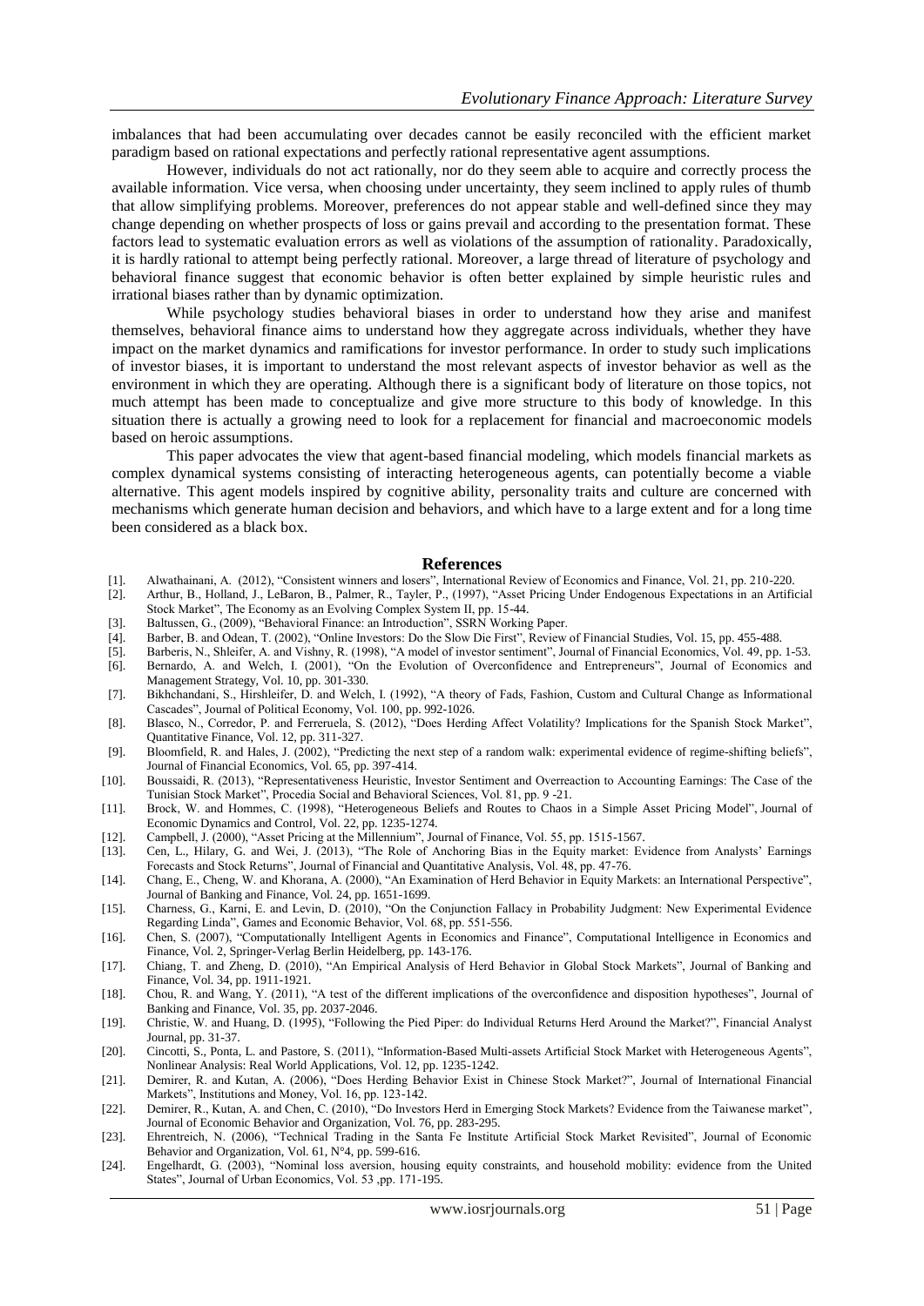imbalances that had been accumulating over decades cannot be easily reconciled with the efficient market paradigm based on rational expectations and perfectly rational representative agent assumptions.

However, individuals do not act rationally, nor do they seem able to acquire and correctly process the available information. Vice versa, when choosing under uncertainty, they seem inclined to apply rules of thumb that allow simplifying problems. Moreover, preferences do not appear stable and well-defined since they may change depending on whether prospects of loss or gains prevail and according to the presentation format. These factors lead to systematic evaluation errors as well as violations of the assumption of rationality. Paradoxically, it is hardly rational to attempt being perfectly rational. Moreover, a large thread of literature of psychology and behavioral finance suggest that economic behavior is often better explained by simple heuristic rules and irrational biases rather than by dynamic optimization.

While psychology studies behavioral biases in order to understand how they arise and manifest themselves, behavioral finance aims to understand how they aggregate across individuals, whether they have impact on the market dynamics and ramifications for investor performance. In order to study such implications of investor biases, it is important to understand the most relevant aspects of investor behavior as well as the environment in which they are operating. Although there is a significant body of literature on those topics, not much attempt has been made to conceptualize and give more structure to this body of knowledge. In this situation there is actually a growing need to look for a replacement for financial and macroeconomic models based on heroic assumptions.

This paper advocates the view that agent-based financial modeling, which models financial markets as complex dynamical systems consisting of interacting heterogeneous agents, can potentially become a viable alternative. This agent models inspired by cognitive ability, personality traits and culture are concerned with mechanisms which generate human decision and behaviors, and which have to a large extent and for a long time been considered as a black box.

## References

[1]. Alwathainani, A. (2012), "Consistent winners and losers", International Review of Economics and Finance, Vol. 21, pp. 210-220.

[2]. Arthur, B., Holland, J., LeBaron, B., Palmer, R., Tayler, P., (1997), "Asset Pricing Under Endogenous Expectations in an Artificial Stock Market", The Economy as an Evolving Complex System II, pp. 15-44.

[3]. Baltussen, G., (2009), "Behavioral Finance: an Introduction", SSRN Working Paper.

[4]. Barber, B. and Odean, T. (2002), "Online Investors: Do the Slow Die First", Review of Financial Studies, Vol. 15, pp. 455-488.

[5]. Barberis, N., Shleifer, A. and Vishny, R. (1998), "A model of investor sentiment", Journal of Financial Economics, Vol. 49, pp. 1-53.

[6]. Bernardo, A. and Welch, I. (2001), "On the Evolution of Overconfidence and Entrepreneurs", Journal of Economics and Management Strategy, Vol. 10, pp. 301-330.

[7]. Bikhchandani, S., Hirshleifer, D. and Welch, I. (1992), "A theory of Fads, Fashion, Custom and Cultural Change as Informational Cascades", Journal of Political Economy, Vol. 100, pp. 992-1026.

[8]. Blasco, N., Corredor, P. and Ferreruela, S. (2012), "Does Herding Affect Volatility? Implications for the Spanish Stock Market", Quantitative Finance, Vol. 12, pp. 311-327.

[9]. Bloomfield, R. and Hales, J. (2002), "Predicting the next step of a random walk: experimental evidence of regime-shifting beliefs", Journal of Financial Economics, Vol. 65, pp. 397-414.

[10]. Boussaidi, R. (2013), "Representativeness Heuristic, Investor Sentiment and Overreaction to Accounting Earnings: The Case of the Tunisian Stock Market", Procedia Social and Behavioral Sciences, Vol. 81, pp. 9 -21.

[11]. Brock, W. and Hommes, C. (1998), "Heterogeneous Beliefs and Routes to Chaos in a Simple Asset Pricing Model", Journal of Economic Dynamics and Control, Vol. 22, pp. 1235-1274.

[12]. Campbell, J. (2000), "Asset Pricing at the Millennium", Journal of Finance, Vol. 55, pp. 1515-1567.

[13]. Cen, L., Hilary, G. and Wei, J. (2013), "The Role of Anchoring Bias in the Equity market: Evidence from Analysts' Earnings Forecasts and Stock Returns", Journal of Financial and Quantitative Analysis, Vol. 48, pp. 47-76.

[14]. Chang, E., Cheng, W. and Khorana, A. (2000), "An Examination of Herd Behavior in Equity Markets: an International Perspective", Journal of Banking and Finance, Vol. 24, pp. 1651-1699.

[15]. Charness, G., Karni, E. and Levin, D. (2010), "On the Conjunction Fallacy in Probability Judgment: New Experimental Evidence Regarding Linda", Games and Economic Behavior, Vol. 68, pp. 551-556.

[16]. Chen, S. (2007), "Computationally Intelligent Agents in Economics and Finance", Computational Intelligence in Economics and Finance, Vol. 2, Springer-Verlag Berlin Heidelberg, pp. 143-176.

[17]. Chiang, T. and Zheng, D. (2010), "An Empirical Analysis of Herd Behavior in Global Stock Markets", Journal of Banking and Finance, Vol. 34, pp. 1911-1921.

[18]. Chou, R. and Wang, Y. (2011), "A test of the different implications of the overconfidence and disposition hypotheses", Journal of Banking and Finance, Vol. 35, pp. 2037-2046.

[19]. Christie, W. and Huang, D. (1995), "Following the Pied Piper: do Individual Returns Herd Around the Market?", Financial Analyst Journal, pp. 31-37.

[20]. Cincotti, S., Ponta, L. and Pastore, S. (2011), "Information-Based Multi-assets Artificial Stock Market with Heterogeneous Agents", Nonlinear Analysis: Real World Applications, Vol. 12, pp. 1235-1242.

[21]. Demirer, R. and Kutan, A. (2006), "Does Herding Behavior Exist in Chinese Stock Market?", Journal of International Financial Markets", Institutions and Money, Vol. 16, pp. 123-142.

[22]. Demirer, R., Kutan, A. and Chen, C. (2010), "Do Investors Herd in Emerging Stock Markets? Evidence from the Taiwanese market", Journal of Economic Behavior and Organization, Vol. 76, pp. 283-295.

[23]. Ehrentreich, N. (2006), "Technical Trading in the Santa Fe Institute Artificial Stock Market Revisited", Journal of Economic Behavior and Organization, Vol. 61, N°4, pp. 599-616.

[24]. Engelhardt, G. (2003), "Nominal loss aversion, housing equity constraints, and household mobility: evidence from the United States", Journal of Urban Economics, Vol. 53 ,pp. 171-195.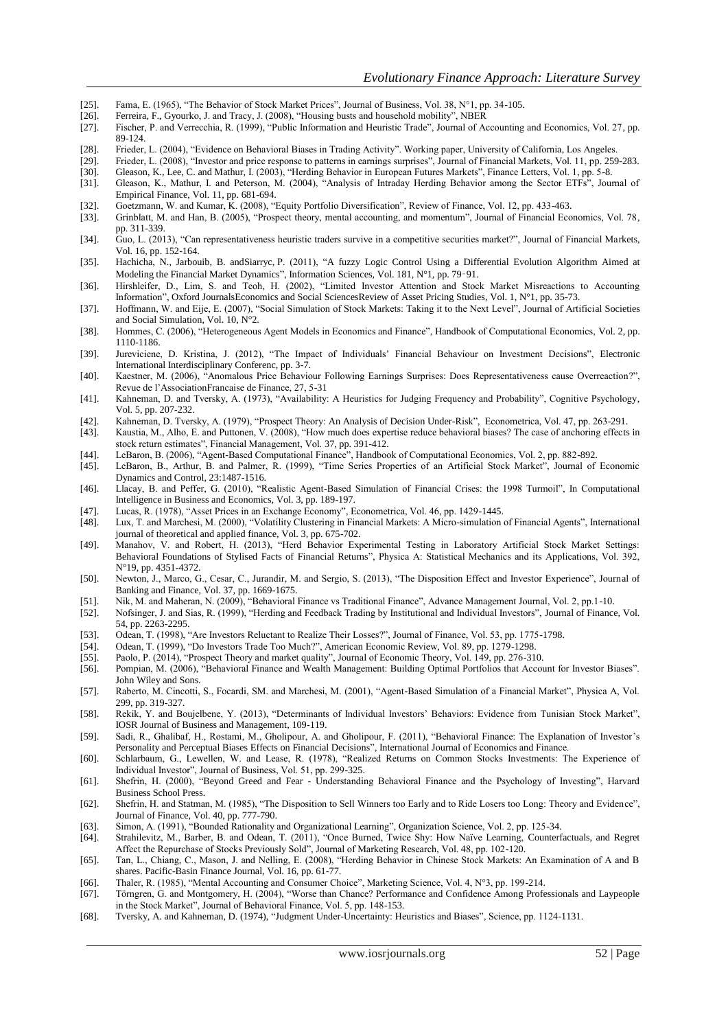[25]. Fama, E. (1965), "The Behavior of Stock Market Prices", Journal of Business, Vol. 38, N°1, pp. 34-105.
[26]. Ferreira, F., Gyourko, J. and Tracy, J. (2008), "Housing busts and household mobility", NBER
[27]. Fischer, P. and Verrecchia, R. (1999), "Public Information and Heuristic Trade", Journal of Accounting and Economics, Vol. 27, pp. 89-124.
[28]. Frieder, L. (2004), "Evidence on Behavioral Biases in Trading Activity". Working paper, University of California, Los Angeles.
[29]. Frieder, L. (2008), "Investor and price response to patterns in earnings surprises", Journal of Financial Markets, Vol. 11, pp. 259-283.
[30]. Gleason, K., Lee, C. and Mathur, I. (2003), "Herding Behavior in European Futures Markets", Finance Letters, Vol. 1, pp. 5-8.
[31]. Gleason, K., Mathur, I. and Peterson, M. (2004), "Analysis of Intraday Herding Behavior among the Sector ETFs", Journal of Empirical Finance, Vol. 11, pp. 681-694.
[32]. Goetzmann, W. and Kumar, K. (2008), "Equity Portfolio Diversification", Review of Finance, Vol. 12, pp. 433-463.
[33]. Grinblatt, M. and Han, B. (2005), "Prospect theory, mental accounting, and momentum", Journal of Financial Economics, Vol. 78, pp. 311-339.
[34]. Guo, L. (2013), "Can representativeness heuristic traders survive in a competitive securities market?", Journal of Financial Markets, Vol. 16, pp. 152-164.
[35]. Hachicha, N., Jarbouib, B. andSiarryc, P. (2011), "A fuzzy Logic Control Using a Differential Evolution Algorithm Aimed at Modeling the Financial Market Dynamics", Information Sciences, Vol. 181, N°1, pp. 79–91.
[36]. Hirshleifer, D., Lim, S. and Teoh, H. (2002), "Limited Investor Attention and Stock Market Misreactions to Accounting Information", Oxford JournalsEconomics and Social SciencesReview of Asset Pricing Studies, Vol. 1, N°1, pp. 35-73.
[37]. Hoffmann, W. and Eije, E. (2007), "Social Simulation of Stock Markets: Taking it to the Next Level", Journal of Artificial Societies and Social Simulation, Vol. 10, N°2.
[38]. Hommes, C. (2006), "Heterogeneous Agent Models in Economics and Finance", Handbook of Computational Economics, Vol. 2, pp. 1110-1186.
[39]. Jureviciene, D. Kristina, J. (2012), "The Impact of Individuals' Financial Behaviour on Investment Decisions", Electronic International Interdisciplinary Conferenc, pp. 3-7.
[40]. Kaestner, M. (2006), "Anomalous Price Behaviour Following Earnings Surprises: Does Representativeness cause Overreaction?", Revue de l'AssociationFrancaise de Finance, 27, 5-31
[41]. Kahneman, D. and Tversky, A. (1973), "Availability: A Heuristics for Judging Frequency and Probability", Cognitive Psychology, Vol. 5, pp. 207-232.
[42]. Kahneman, D. Tversky, A. (1979), "Prospect Theory: An Analysis of Decision Under-Risk", Econometrica, Vol. 47, pp. 263-291.
[43]. Kaustia, M., Alho, E. and Puttonen, V. (2008), "How much does expertise reduce behavioral biases? The case of anchoring effects in stock return estimates", Financial Management, Vol. 37, pp. 391-412.
[44]. LeBaron, B. (2006), "Agent-Based Computational Finance", Handbook of Computational Economics, Vol. 2, pp. 882-892.
[45]. LeBaron, B., Arthur, B. and Palmer, R. (1999), "Time Series Properties of an Artificial Stock Market", Journal of Economic Dynamics and Control, 23:1487-1516.
[46]. Llacay, B. and Peffer, G. (2010), "Realistic Agent-Based Simulation of Financial Crises: the 1998 Turmoil", In Computational Intelligence in Business and Economics, Vol. 3, pp. 189-197.
[47]. Lucas, R. (1978), "Asset Prices in an Exchange Economy", Econometrica, Vol. 46, pp. 1429-1445.
[48]. Lux, T. and Marchesi, M. (2000), "Volatility Clustering in Financial Markets: A Micro-simulation of Financial Agents", International journal of theoretical and applied finance, Vol. 3, pp. 675-702.
[49]. Manahov, V. and Robert, H. (2013), "Herd Behavior Experimental Testing in Laboratory Artificial Stock Market Settings: Behavioral Foundations of Stylised Facts of Financial Returns", Physica A: Statistical Mechanics and its Applications, Vol. 392, N°19, pp. 4351-4372.
[50]. Newton, J., Marco, G., Cesar, C., Jurandir, M. and Sergio, S. (2013), "The Disposition Effect and Investor Experience", Journal of Banking and Finance, Vol. 37, pp. 1669-1675.
[51]. Nik, M. and Maheran, N. (2009), "Behavioral Finance vs Traditional Finance", Advance Management Journal, Vol. 2, pp.1-10.
[52]. Nofsinger, J. and Sias, R. (1999), "Herding and Feedback Trading by Institutional and Individual Investors", Journal of Finance, Vol. 54, pp. 2263-2295.
[53]. Odean, T. (1998), "Are Investors Reluctant to Realize Their Losses?", Journal of Finance, Vol. 53, pp. 1775-1798.
[54]. Odean, T. (1999), "Do Investors Trade Too Much?", American Economic Review, Vol. 89, pp. 1279-1298.
[55]. Paolo, P. (2014), "Prospect Theory and market quality", Journal of Economic Theory, Vol. 149, pp. 276-310.
[56]. Pompian, M. (2006), "Behavioral Finance and Wealth Management: Building Optimal Portfolios that Account for Investor Biases". John Wiley and Sons.
[57]. Raberto, M. Cincotti, S., Focardi, SM. and Marchesi, M. (2001), "Agent-Based Simulation of a Financial Market", Physica A, Vol. 299, pp. 319-327.
[58]. Rekik, Y. and Boujelbene, Y. (2013), "Determinants of Individual Investors' Behaviors: Evidence from Tunisian Stock Market", IOSR Journal of Business and Management, 109-119.
[59]. Sadi, R., Ghalibaf, H., Rostami, M., Gholipour, A. and Gholipour, F. (2011), "Behavioral Finance: The Explanation of Investor's Personality and Perceptual Biases Effects on Financial Decisions", International Journal of Economics and Finance.
[60]. Schlarbaum, G., Lewellen, W. and Lease, R. (1978), "Realized Returns on Common Stocks Investments: The Experience of Individual Investor", Journal of Business, Vol. 51, pp. 299-325.
[61]. Shefrin, H. (2000), "Beyond Greed and Fear - Understanding Behavioral Finance and the Psychology of Investing", Harvard Business School Press.
[62]. Shefrin, H. and Statman, M. (1985), "The Disposition to Sell Winners too Early and to Ride Losers too Long: Theory and Evidence", Journal of Finance, Vol. 40, pp. 777-790.
[63]. Simon, A. (1991), "Bounded Rationality and Organizational Learning", Organization Science, Vol. 2, pp. 125-34.
[64]. Strahilevitz, M., Barber, B. and Odean, T. (2011), "Once Burned, Twice Shy: How Naïve Learning, Counterfactuals, and Regret Affect the Repurchase of Stocks Previously Sold", Journal of Marketing Research, Vol. 48, pp. 102-120.
[65]. Tan, L., Chiang, C., Mason, J. and Nelling, E. (2008), "Herding Behavior in Chinese Stock Markets: An Examination of A and B shares. Pacific-Basin Finance Journal, Vol. 16, pp. 61-77.
[66]. Thaler, R. (1985), "Mental Accounting and Consumer Choice", Marketing Science, Vol. 4, N°3, pp. 199-214.
[67]. Törngren, G. and Montgomery, H. (2004), "Worse than Chance? Performance and Confidence Among Professionals and Laypeople in the Stock Market", Journal of Behavioral Finance, Vol. 5, pp. 148-153.
[68]. Tversky, A. and Kahneman, D. (1974), "Judgment Under-Uncertainty: Heuristics and Biases", Science, pp. 1124-1131.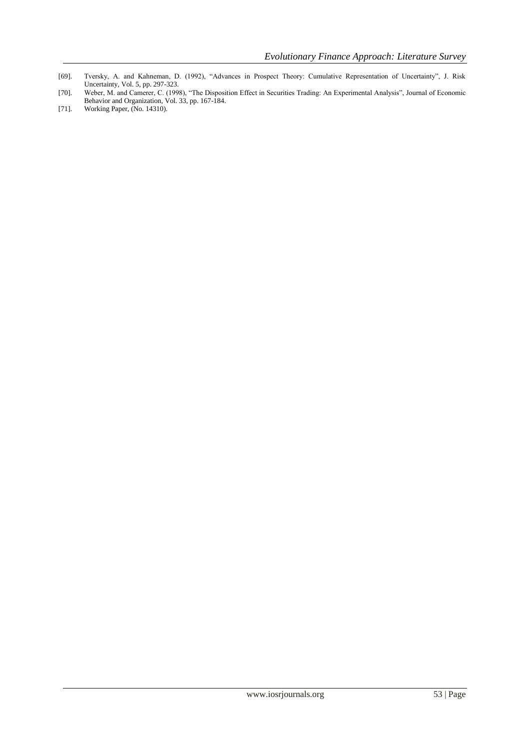[69]. Tversky, A. and Kahneman, D. (1992), "Advances in Prospect Theory: Cumulative Representation of Uncertainty", J. Risk Uncertainty, Vol. 5, pp. 297-323.

[70]. Weber, M. and Camerer, C. (1998), "The Disposition Effect in Securities Trading: An Experimental Analysis", Journal of Economic Behavior and Organization, Vol. 33, pp. 167-184.

[71]. Working Paper, (No. 14310).